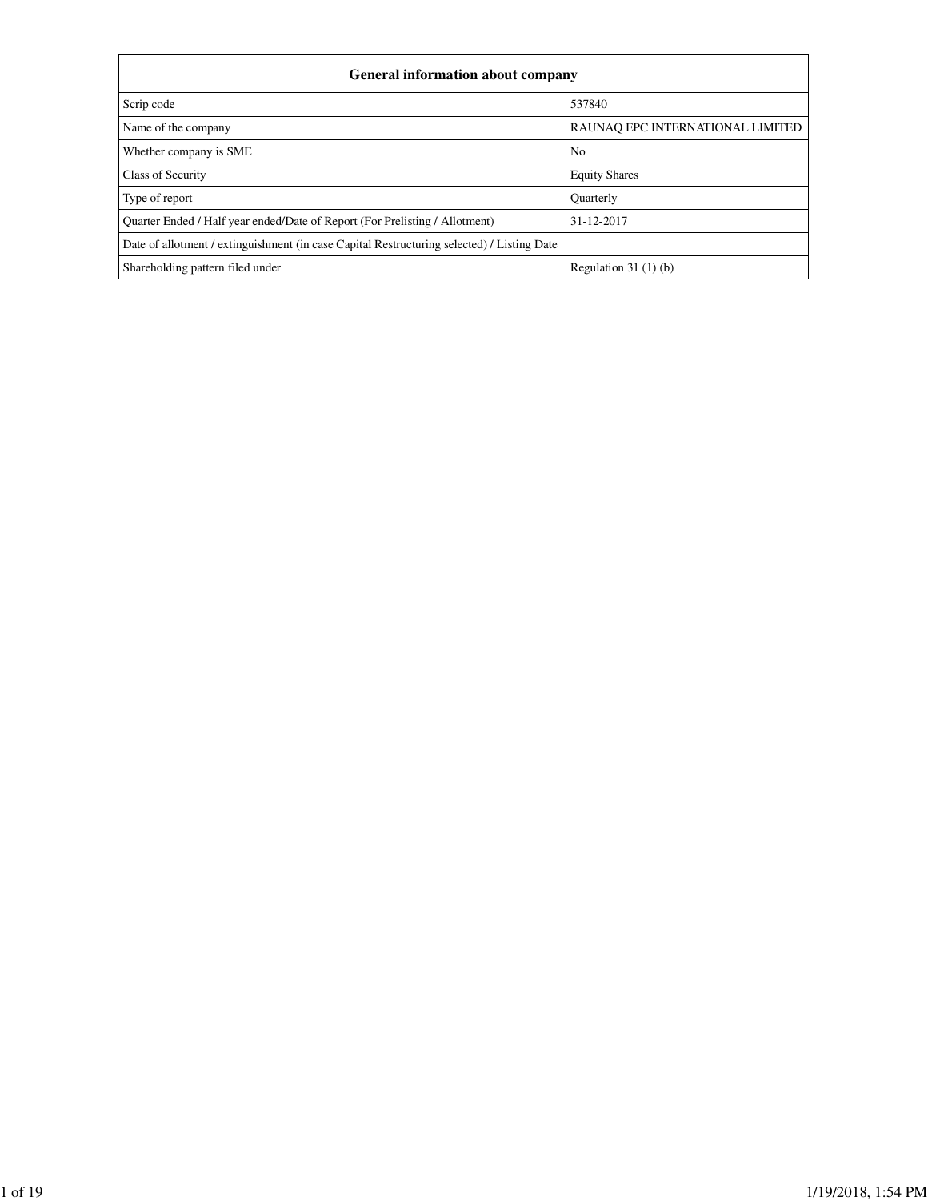| General information about company | |
|---|---|
| Scrip code | 537840 |
| Name of the company | RAUNAQ EPC INTERNATIONAL LIMITED |
| Whether company is SME | No |
| Class of Security | Equity Shares |
| Type of report | Quarterly |
| Quarter Ended / Half year ended/Date of Report (For Prelisting / Allotment) | 31-12-2017 |
| Date of allotment / extinguishment (in case Capital Restructuring selected) / Listing Date | |
| Shareholding pattern filed under | Regulation 31 (1) (b) |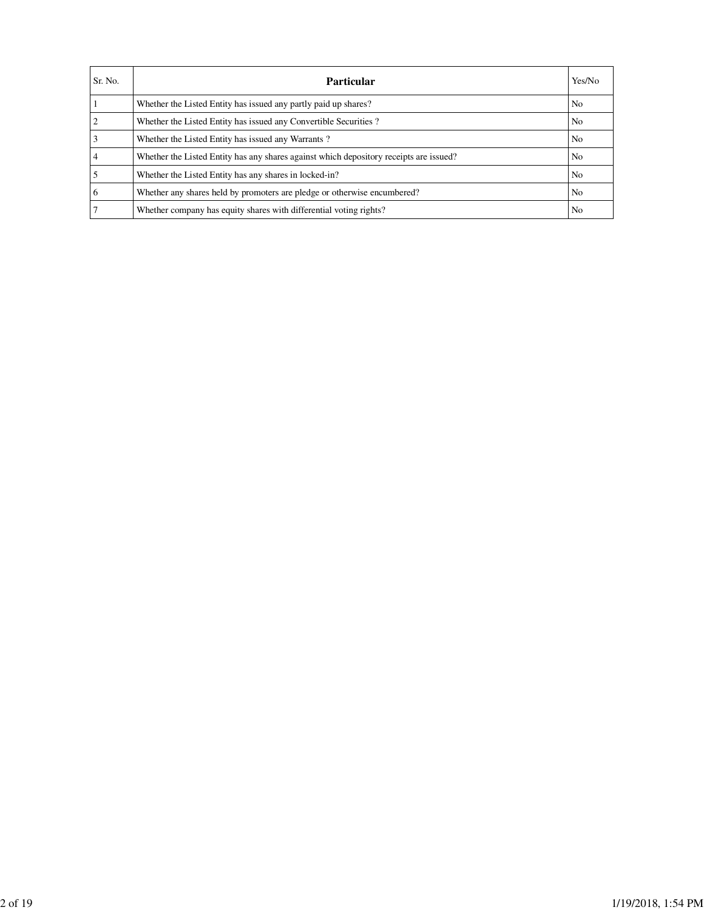| Sr. No. | Particular | Yes/No |
|---|---|---|
| 1 | Whether the Listed Entity has issued any partly paid up shares? | No |
| 2 | Whether the Listed Entity has issued any Convertible Securities ? | No |
| 3 | Whether the Listed Entity has issued any Warrants ? | No |
| 4 | Whether the Listed Entity has any shares against which depository receipts are issued? | No |
| 5 | Whether the Listed Entity has any shares in locked-in? | No |
| 6 | Whether any shares held by promoters are pledge or otherwise encumbered? | No |
| 7 | Whether company has equity shares with differential voting rights? | No |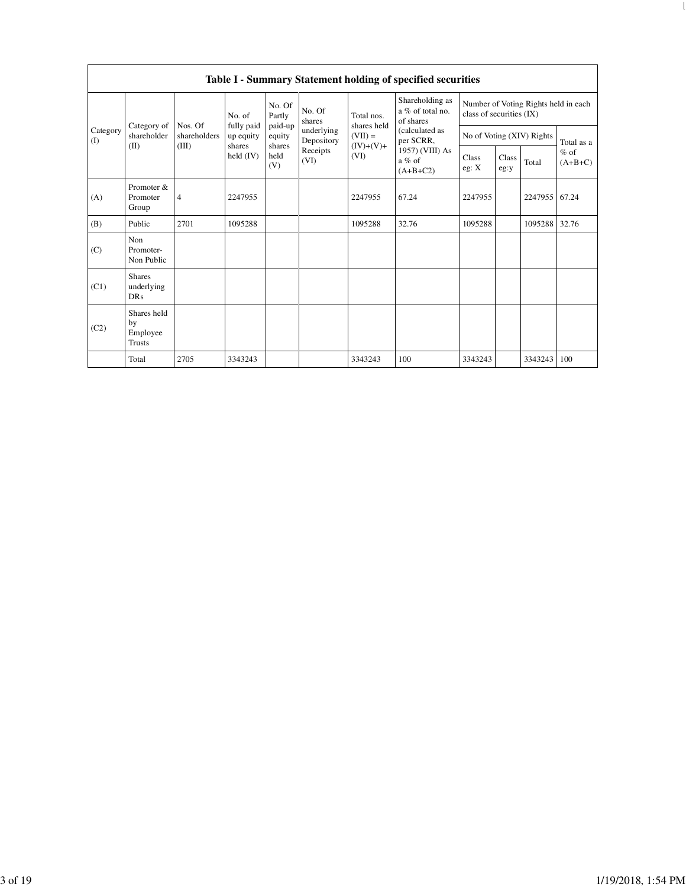| Table I - Summary Statement holding of specified securities | | | | | | | | | | | | |
|---|---|---|---|---|---|---|---|---|---|---|---|---|
| Category (I) | Category of shareholder (II) | Nos. Of shareholders (III) | No. of fully paid up equity shares held (IV) | No. Of Partly paid-up equity shares held (V) | No. Of shares underlying Depository Receipts (VI) | Total nos. shares held (VII) = (IV)+(V)+ (VI) | Shareholding as a % of total no. of shares (calculated as per SCRR, 1957) (VIII) As a % of (A+B+C2) | Number of Voting Rights held in each class of securities (IX) | | | |
| | | | | | | | | No of Voting (XIV) Rights | | | Total as a % of (A+B+C) |
| | | | | | | | | Class eg: X | Class eg:y | Total | |
| (A) | Promoter & Promoter Group | 4 | 2247955 | | | 2247955 | 67.24 | 2247955 | | 2247955 | 67.24 |
| (B) | Public | 2701 | 1095288 | | | 1095288 | 32.76 | 1095288 | | 1095288 | 32.76 |
| (C) | Non Promoter- Non Public | | | | | | | | | | |
| (C1) | Shares underlying DRs | | | | | | | | | | |
| (C2) | Shares held by Employee Trusts | | | | | | | | | | |
| | Total | 2705 | 3343243 | | | 3343243 | 100 | 3343243 | | 3343243 | 100 |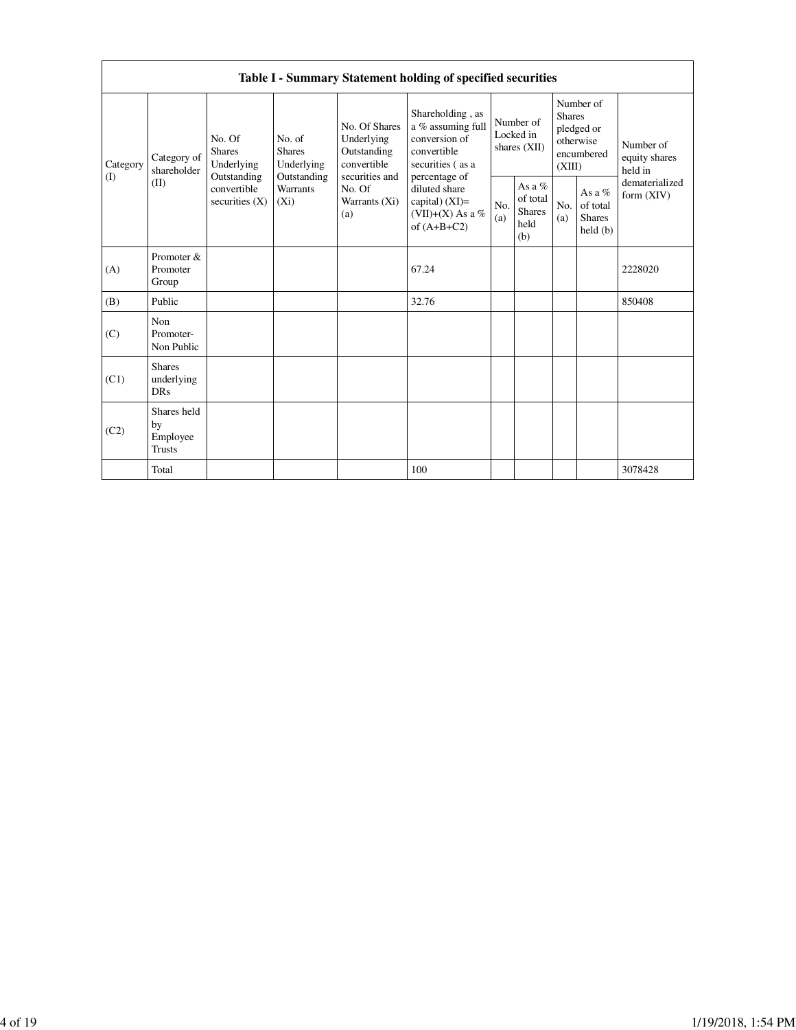| Table I - Summary Statement holding of specified securities | | | | | | | | | | |
|---|---|---|---|---|---|---|---|---|---|---|
| Category (I) | Category of shareholder (II) | No. Of Shares Underlying Outstanding convertible securities (X) | No. of Shares Underlying Outstanding Warrants (Xi) | No. Of Shares Underlying Outstanding convertible securities and No. Of Warrants (Xi) (a) | Shareholding , as a % assuming full conversion of convertible securities ( as a percentage of diluted share capital) (XI)= (VII)+(X) As a % of (A+B+C2) | Number of Locked in shares (XII) | | Number of Shares pledged or otherwise encumbered (XIII) | | Number of equity shares held in dematerialized form (XIV) |
| | | | | | | No. (a) | As a % of total Shares held (b) | No. (a) | As a % of total Shares held (b) | |
| (A) | Promoter & Promoter Group | | | | 67.24 | | | | | 2228020 |
| (B) | Public | | | | 32.76 | | | | | 850408 |
| (C) | Non Promoter- Non Public | | | | | | | | | |
| (C1) | Shares underlying DRs | | | | | | | | | |
| (C2) | Shares held by Employee Trusts | | | | | | | | | |
| | Total | | | | 100 | | | | | 3078428 |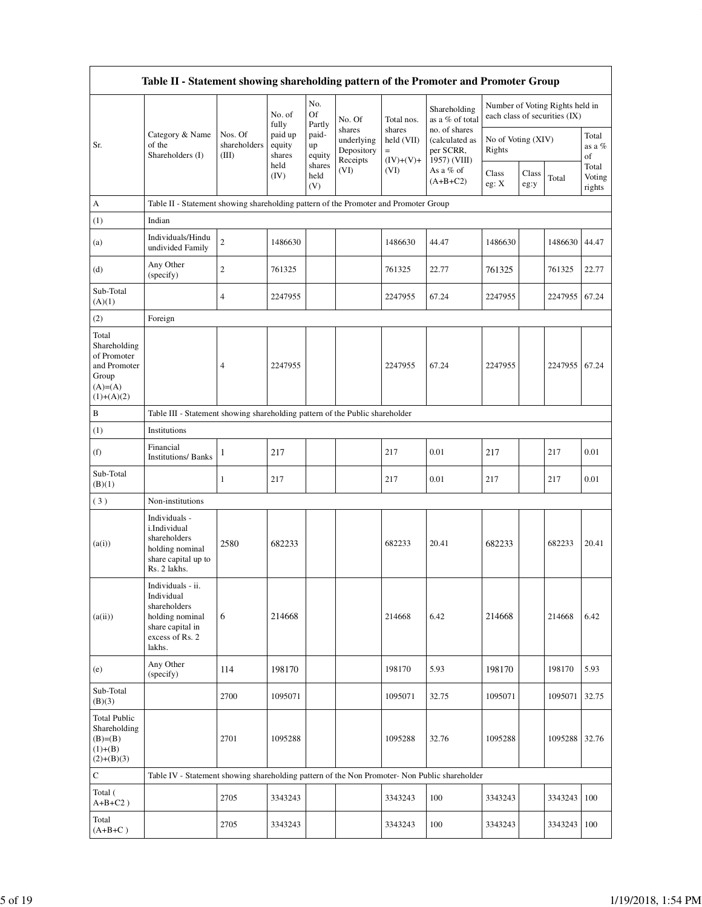| Table II - Statement showing shareholding pattern of the Promoter and Promoter Group | | | | | | | | | | | | |
|---|---|---|---|---|---|---|---|---|---|---|---|---|
| Sr. | Category & Name of the Shareholders (I) | Nos. Of shareholders (III) | No. of fully paid up equity shares held (IV) | No. Of Partly paid-up equity shares held (V) | No. Of shares underlying Depository Receipts (VI) | Total nos. shares held (VII) = (IV)+(V)+ (VI) | Shareholding as a % of total no. of shares (calculated as per SCRR, 1957) (VIII) As a % of (A+B+C2) | Number of Voting Rights held in each class of securities (IX) | | | | |
| | | | | | | | | No of Voting (XIV) Rights | | | Total as a % of Total Voting rights | |
| | | | | | | | | Class eg: X | Class eg:y | Total | | |
| A | Table II - Statement showing shareholding pattern of the Promoter and Promoter Group | | | | | | | | | | | |
| (1) | Indian | | | | | | | | | | | |
| (a) | Individuals/Hindu undivided Family | 2 | 1486630 | | | 1486630 | 44.47 | 1486630 | | 1486630 | 44.47 | |
| (d) | Any Other (specify) | 2 | 761325 | | | 761325 | 22.77 | 761325 | | 761325 | 22.77 | |
| Sub-Total (A)(1) | | 4 | 2247955 | | | 2247955 | 67.24 | 2247955 | | 2247955 | 67.24 | |
| (2) | Foreign | | | | | | | | | | | |
| Total Shareholding of Promoter and Promoter Group (A)=(A)(1)+(A)(2) | | 4 | 2247955 | | | 2247955 | 67.24 | 2247955 | | 2247955 | 67.24 | |
| B | Table III - Statement showing shareholding pattern of the Public shareholder | | | | | | | | | | | |
| (1) | Institutions | | | | | | | | | | | |
| (f) | Financial Institutions/ Banks | 1 | 217 | | | 217 | 0.01 | 217 | | 217 | 0.01 | |
| Sub-Total (B)(1) | | 1 | 217 | | | 217 | 0.01 | 217 | | 217 | 0.01 | |
| ( 3 ) | Non-institutions | | | | | | | | | | | |
| (a(i)) | Individuals - i.Individual shareholders holding nominal share capital up to Rs. 2 lakhs. | 2580 | 682233 | | | 682233 | 20.41 | 682233 | | 682233 | 20.41 | |
| (a(ii)) | Individuals - ii. Individual shareholders holding nominal share capital in excess of Rs. 2 lakhs. | 6 | 214668 | | | 214668 | 6.42 | 214668 | | 214668 | 6.42 | |
| (e) | Any Other (specify) | 114 | 198170 | | | 198170 | 5.93 | 198170 | | 198170 | 5.93 | |
| Sub-Total (B)(3) | | 2700 | 1095071 | | | 1095071 | 32.75 | 1095071 | | 1095071 | 32.75 | |
| Total Public Shareholding (B)=(B)(1)+(B)(2)+(B)(3) | | 2701 | 1095288 | | | 1095288 | 32.76 | 1095288 | | 1095288 | 32.76 | |
| C | Table IV - Statement showing shareholding pattern of the Non Promoter- Non Public shareholder | | | | | | | | | | | |
| Total ( A+B+C2 ) | | 2705 | 3343243 | | | 3343243 | 100 | 3343243 | | 3343243 | 100 | |
| Total (A+B+C ) | | 2705 | 3343243 | | | 3343243 | 100 | 3343243 | | 3343243 | 100 | |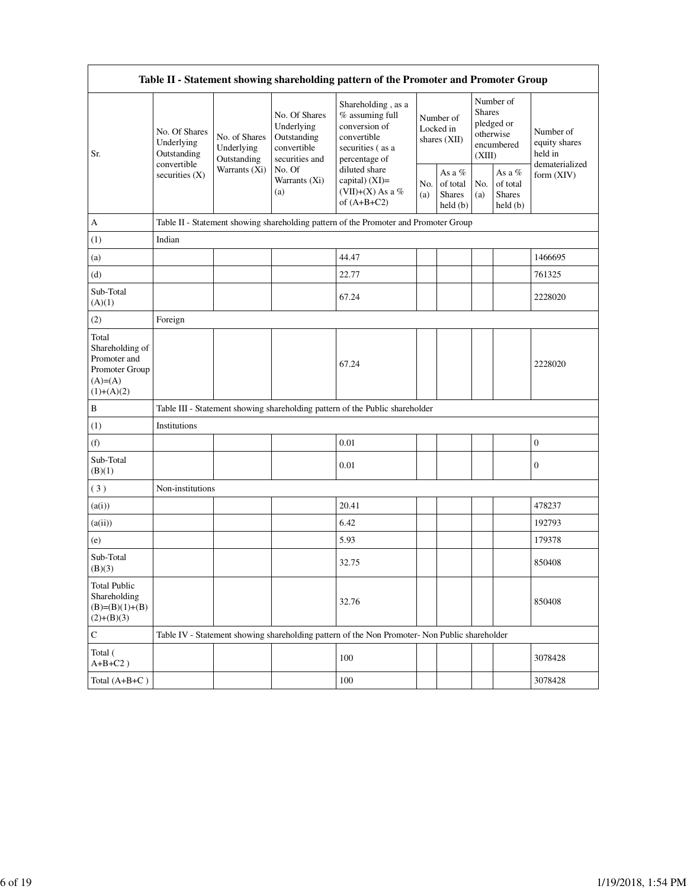| Table II - Statement showing shareholding pattern of the Promoter and Promoter Group | | | | | | | | | |
|---|---|---|---|---|---|---|---|---|---|
| Sr. | No. Of Shares Underlying Outstanding convertible securities (X) | No. of Shares Underlying Outstanding Warrants (Xi) | No. Of Shares Underlying Outstanding convertible securities and No. Of Warrants (Xi) (a) | Shareholding , as a % assuming full conversion of convertible securities ( as a percentage of diluted share capital) (XI)= (VII)+(X) As a % of (A+B+C2) | Number of Locked in shares (XII) | | Number of Shares pledged or otherwise encumbered (XIII) | | Number of equity shares held in dematerialized form (XIV) |
| | | | | | No. (a) | As a % of total Shares held (b) | No. (a) | As a % of total Shares held (b) | |
| A | Table II - Statement showing shareholding pattern of the Promoter and Promoter Group | | | | | | | | |
| (1) | Indian | | | | | | | | |
| (a) | | | | 44.47 | | | | | 1466695 |
| (d) | | | | 22.77 | | | | | 761325 |
| Sub-Total (A)(1) | | | | 67.24 | | | | | 2228020 |
| (2) | Foreign | | | | | | | | |
| Total Shareholding of Promoter and Promoter Group (A)=(A)(1)+(A)(2) | | | | 67.24 | | | | | 2228020 |
| B | Table III - Statement showing shareholding pattern of the Public shareholder | | | | | | | | |
| (1) | Institutions | | | | | | | | |
| (f) | | | | 0.01 | | | | | 0 |
| Sub-Total (B)(1) | | | | 0.01 | | | | | 0 |
| ( 3 ) | Non-institutions | | | | | | | | |
| (a(i)) | | | | 20.41 | | | | | 478237 |
| (a(ii)) | | | | 6.42 | | | | | 192793 |
| (e) | | | | 5.93 | | | | | 179378 |
| Sub-Total (B)(3) | | | | 32.75 | | | | | 850408 |
| Total Public Shareholding (B)=(B)(1)+(B)(2)+(B)(3) | | | | 32.76 | | | | | 850408 |
| C | Table IV - Statement showing shareholding pattern of the Non Promoter- Non Public shareholder | | | | | | | | |
| Total ( A+B+C2 ) | | | | 100 | | | | | 3078428 |
| Total (A+B+C ) | | | | 100 | | | | | 3078428 |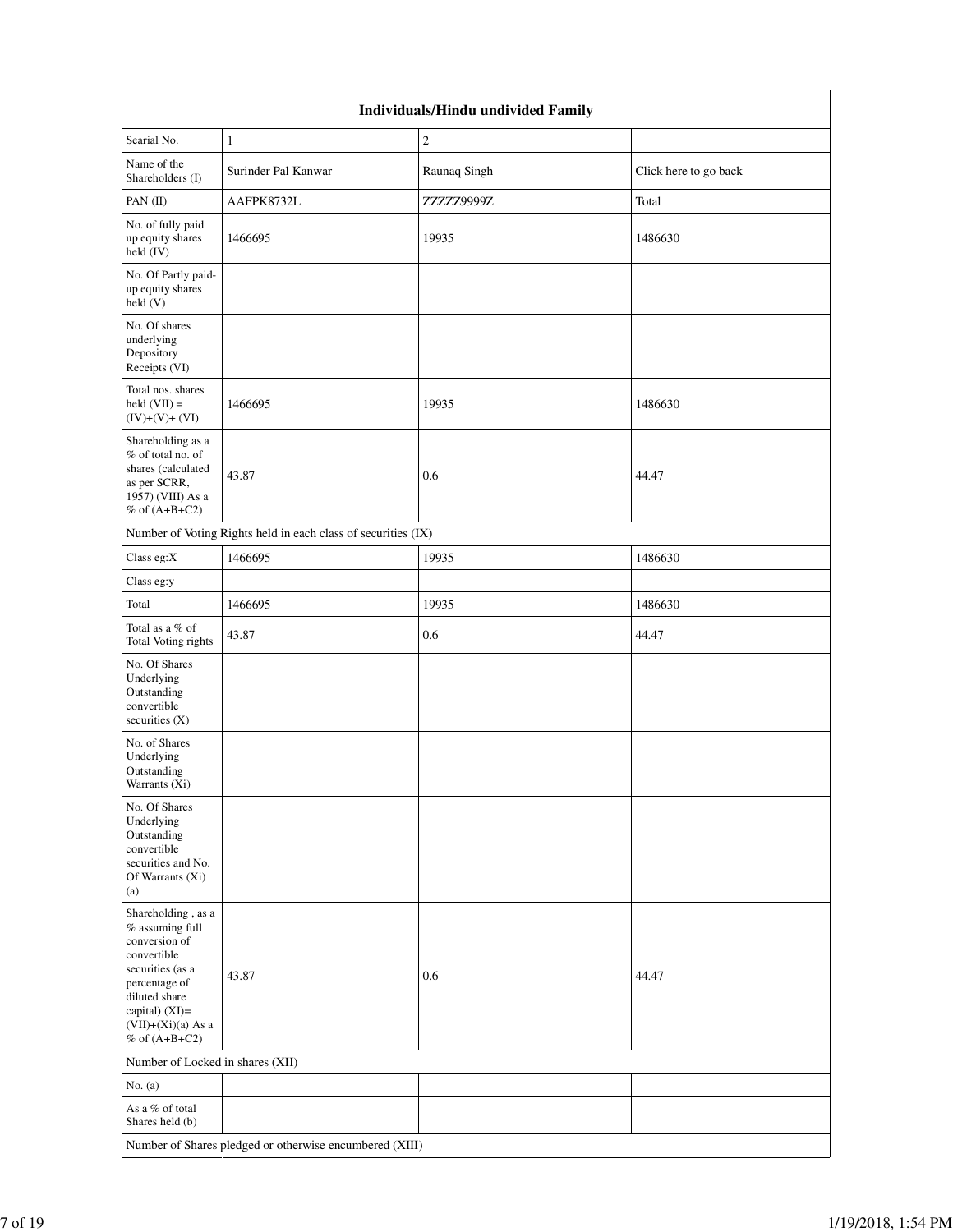| Individuals/Hindu undivided Family | | | |
|---|---|---|---|
| Searial No. | 1 | 2 | |
| Name of the Shareholders (I) | Surinder Pal Kanwar | Raunaq Singh | Click here to go back |
| PAN (II) | AAFPK8732L | ZZZZZ9999Z | Total |
| No. of fully paid up equity shares held (IV) | 1466695 | 19935 | 1486630 |
| No. Of Partly paid-up equity shares held (V) | | | |
| No. Of shares underlying Depository Receipts (VI) | | | |
| Total nos. shares held (VII) = (IV)+(V)+ (VI) | 1466695 | 19935 | 1486630 |
| Shareholding as a % of total no. of shares (calculated as per SCRR, 1957) (VIII) As a % of (A+B+C2) | 43.87 | 0.6 | 44.47 |
| Number of Voting Rights held in each class of securities (IX) | | | |
| Class eg:X | 1466695 | 19935 | 1486630 |
| Class eg:y | | | |
| Total | 1466695 | 19935 | 1486630 |
| Total as a % of Total Voting rights | 43.87 | 0.6 | 44.47 |
| No. Of Shares Underlying Outstanding convertible securities (X) | | | |
| No. of Shares Underlying Outstanding Warrants (Xi) | | | |
| No. Of Shares Underlying Outstanding convertible securities and No. Of Warrants (Xi) (a) | | | |
| Shareholding , as a % assuming full conversion of convertible securities (as a percentage of diluted share capital) (XI)= (VII)+(Xi)(a) As a % of (A+B+C2) | 43.87 | 0.6 | 44.47 |
| Number of Locked in shares (XII) | | | |
| No. (a) | | | |
| As a % of total Shares held (b) | | | |
| Number of Shares pledged or otherwise encumbered (XIII) | | | |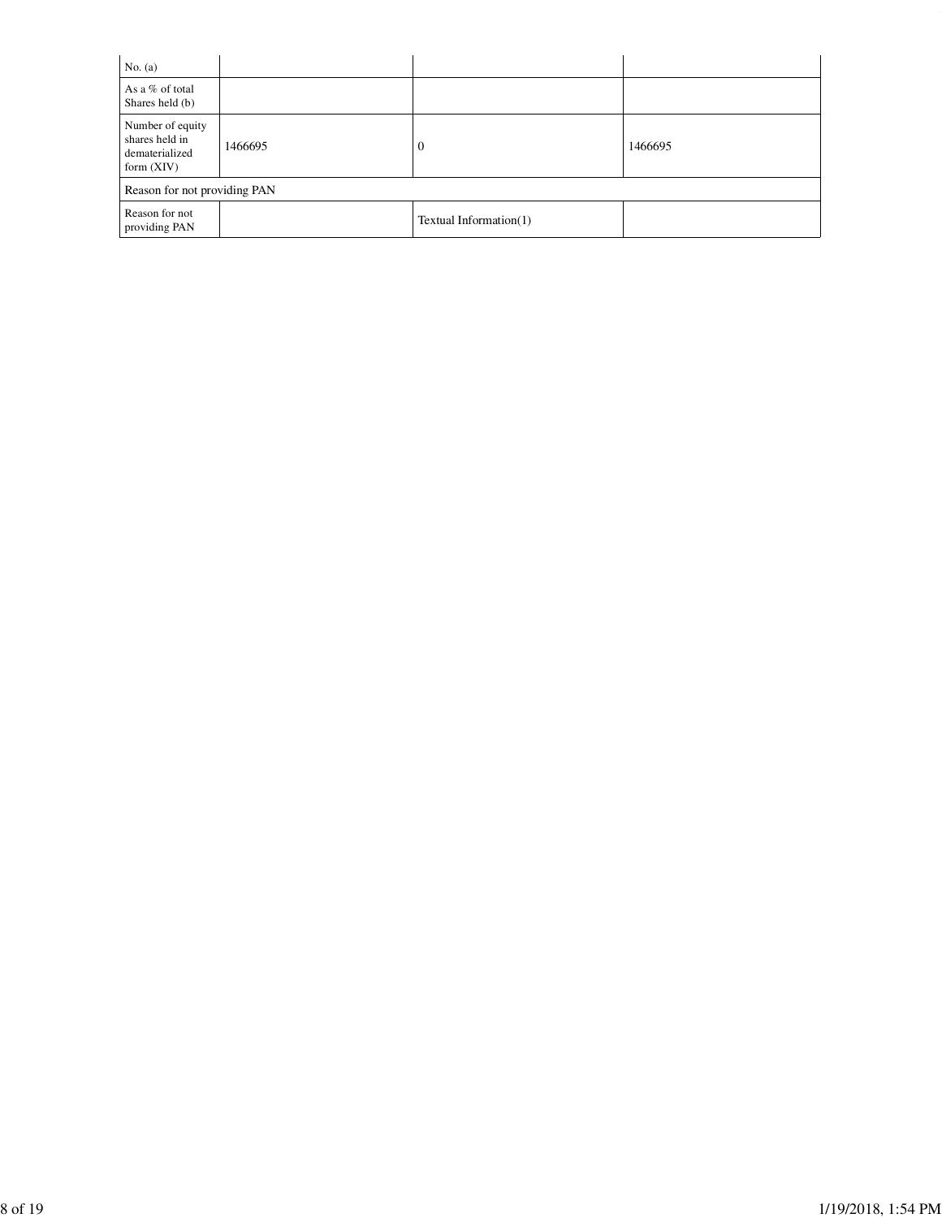| No. (a) | | | |
|---|---|---|---|
| As a % of total Shares held (b) | | | |
| Number of equity shares held in dematerialized form (XIV) | 1466695 | 0 | 1466695 |
| Reason for not providing PAN | | | |
| Reason for not providing PAN | | Textual Information(1) | |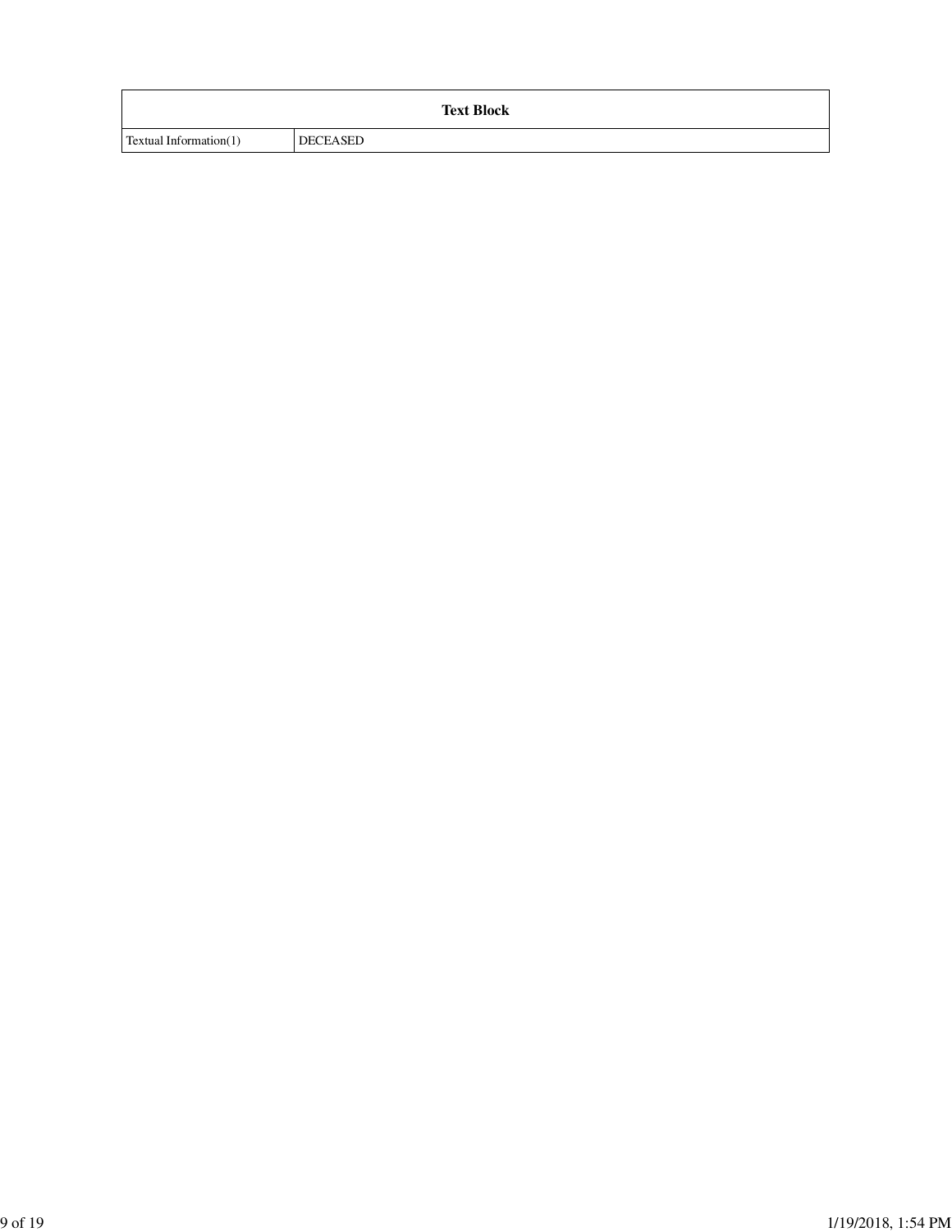| Text Block | |
|---|---|
| Textual Information(1) | DECEASED |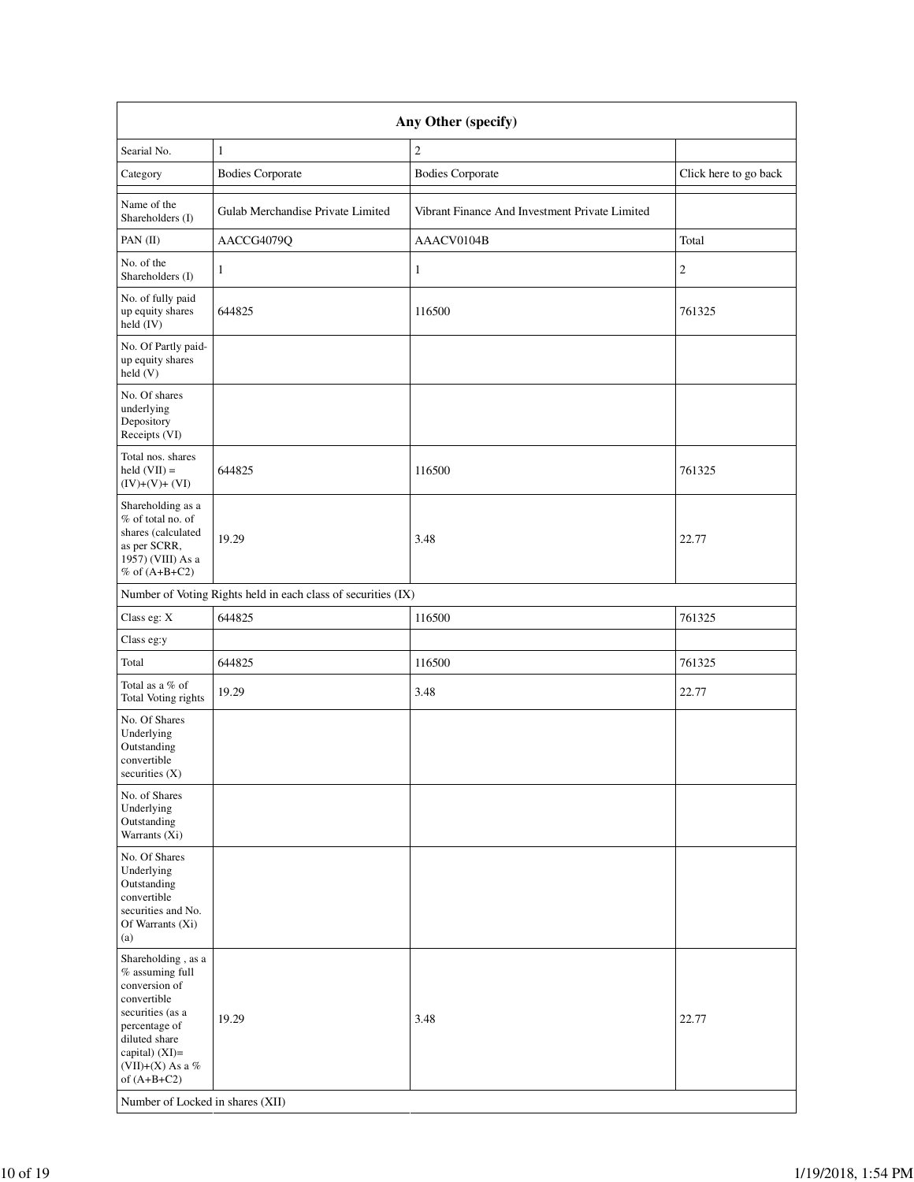| Any Other (specify) | | | |
|---|---|---|---|
| Searial No. | 1 | 2 | |
| Category | Bodies Corporate | Bodies Corporate | Click here to go back |
| Name of the Shareholders (I) | Gulab Merchandise Private Limited | Vibrant Finance And Investment Private Limited | |
| PAN (II) | AACCG4079Q | AAACV0104B | Total |
| No. of the Shareholders (I) | 1 | 1 | 2 |
| No. of fully paid up equity shares held (IV) | 644825 | 116500 | 761325 |
| No. Of Partly paid-up equity shares held (V) | | | |
| No. Of shares underlying Depository Receipts (VI) | | | |
| Total nos. shares held (VII) = (IV)+(V)+ (VI) | 644825 | 116500 | 761325 |
| Shareholding as a % of total no. of shares (calculated as per SCRR, 1957) (VIII) As a % of (A+B+C2) | 19.29 | 3.48 | 22.77 |
| Number of Voting Rights held in each class of securities (IX) | | | |
| Class eg: X | 644825 | 116500 | 761325 |
| Class eg:y | | | |
| Total | 644825 | 116500 | 761325 |
| Total as a % of Total Voting rights | 19.29 | 3.48 | 22.77 |
| No. Of Shares Underlying Outstanding convertible securities (X) | | | |
| No. of Shares Underlying Outstanding Warrants (Xi) | | | |
| No. Of Shares Underlying Outstanding convertible securities and No. Of Warrants (Xi) (a) | | | |
| Shareholding , as a % assuming full conversion of convertible securities (as a percentage of diluted share capital) (XI)= (VII)+(X) As a % of (A+B+C2) | 19.29 | 3.48 | 22.77 |
| Number of Locked in shares (XII) | | | |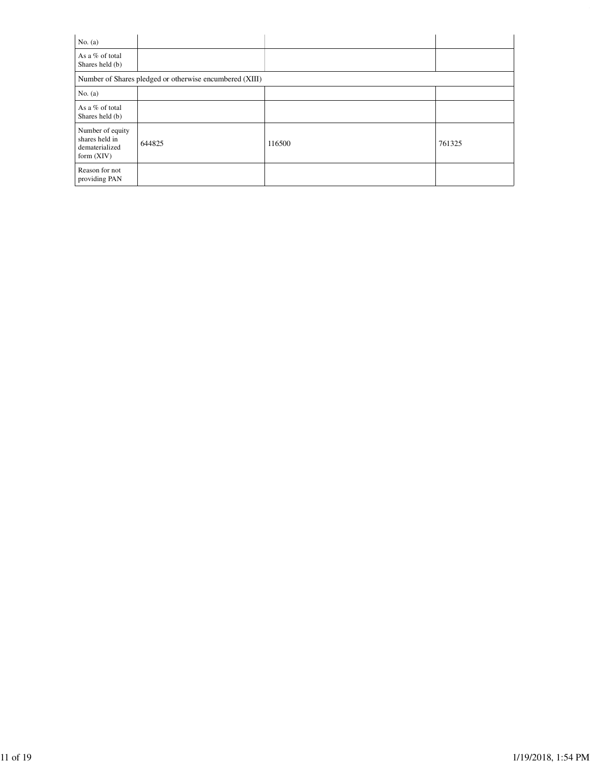| No. (a) | | | |
|---|---|---|---|
| As a % of total Shares held (b) | | | |
| Number of Shares pledged or otherwise encumbered (XIII) | | | |
| No. (a) | | | |
| As a % of total Shares held (b) | | | |
| Number of equity shares held in dematerialized form (XIV) | 644825 | 116500 | 761325 |
| Reason for not providing PAN | | | |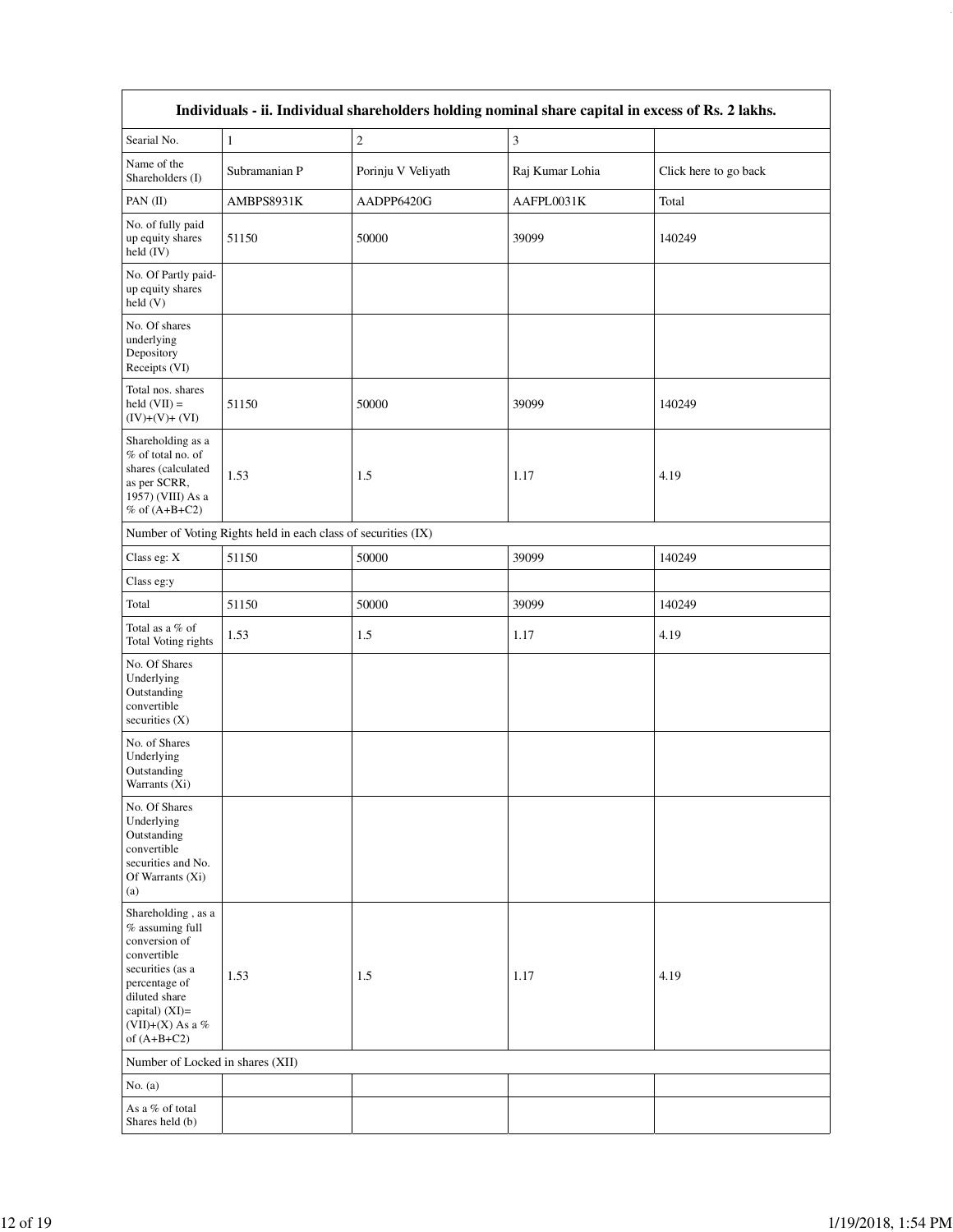| Individuals - ii. Individual shareholders holding nominal share capital in excess of Rs. 2 lakhs. | | | | |
|---|---|---|---|---|
| Searial No. | 1 | 2 | 3 | |
| Name of the Shareholders (I) | Subramanian P | Porinju V Veliyath | Raj Kumar Lohia | Click here to go back |
| PAN (II) | AMBPS8931K | AADPP6420G | AAFPL0031K | Total |
| No. of fully paid up equity shares held (IV) | 51150 | 50000 | 39099 | 140249 |
| No. Of Partly paid-up equity shares held (V) | | | | |
| No. Of shares underlying Depository Receipts (VI) | | | | |
| Total nos. shares held (VII) = (IV)+(V)+ (VI) | 51150 | 50000 | 39099 | 140249 |
| Shareholding as a % of total no. of shares (calculated as per SCRR, 1957) (VIII) As a % of (A+B+C2) | 1.53 | 1.5 | 1.17 | 4.19 |
| Number of Voting Rights held in each class of securities (IX) | | | | |
| Class eg: X | 51150 | 50000 | 39099 | 140249 |
| Class eg:y | | | | |
| Total | 51150 | 50000 | 39099 | 140249 |
| Total as a % of Total Voting rights | 1.53 | 1.5 | 1.17 | 4.19 |
| No. Of Shares Underlying Outstanding convertible securities (X) | | | | |
| No. of Shares Underlying Outstanding Warrants (Xi) | | | | |
| No. Of Shares Underlying Outstanding convertible securities and No. Of Warrants (Xi) (a) | | | | |
| Shareholding , as a % assuming full conversion of convertible securities (as a percentage of diluted share capital) (XI)= (VII)+(X) As a % of (A+B+C2) | 1.53 | 1.5 | 1.17 | 4.19 |
| Number of Locked in shares (XII) | | | | |
| No. (a) | | | | |
| As a % of total Shares held (b) | | | | |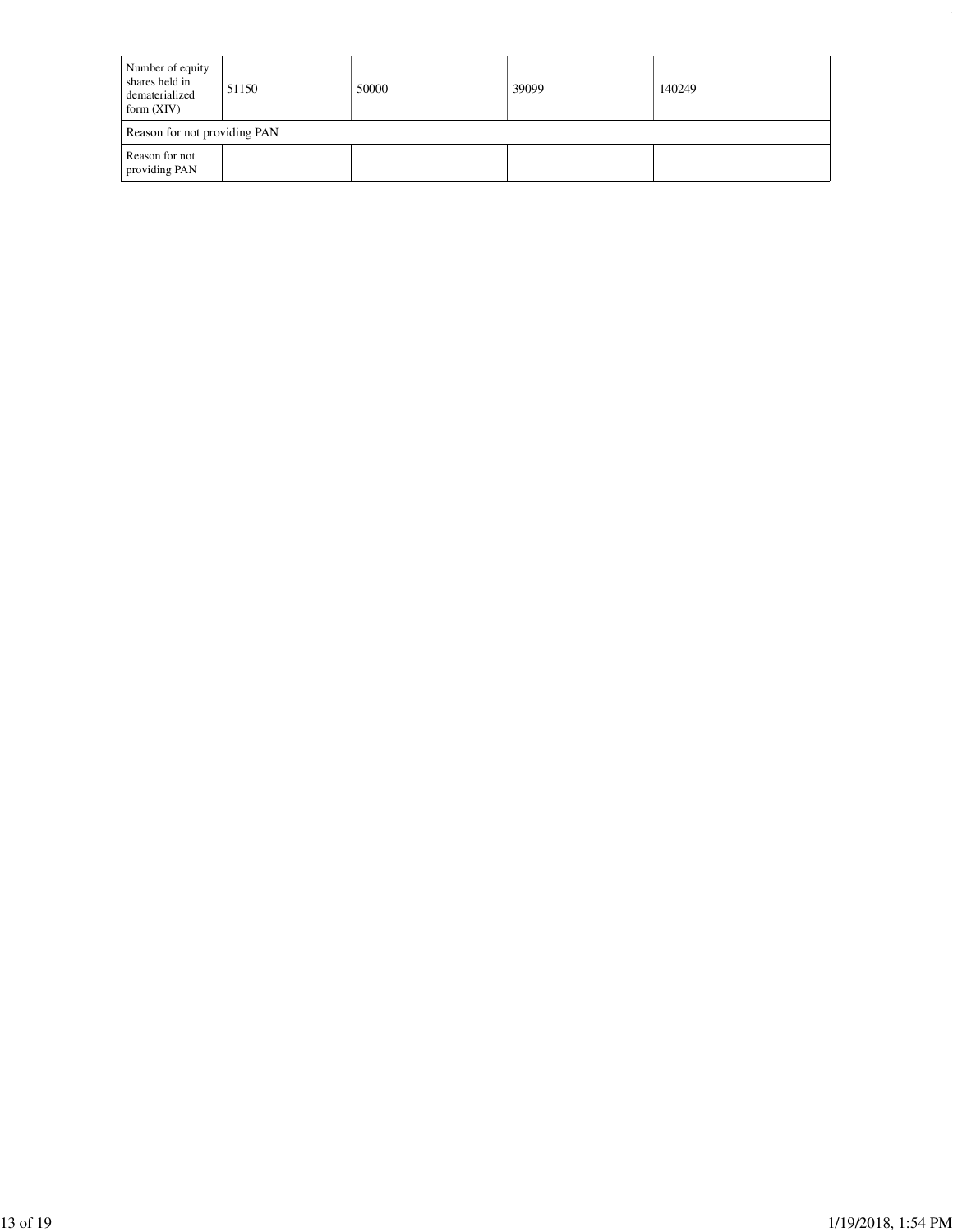| Number of equity shares held in dematerialized form (XIV) | 51150 | 50000 | 39099 | 140249 |
|---|---|---|---|---|
| Reason for not providing PAN | | | | |
| Reason for not providing PAN | | | | |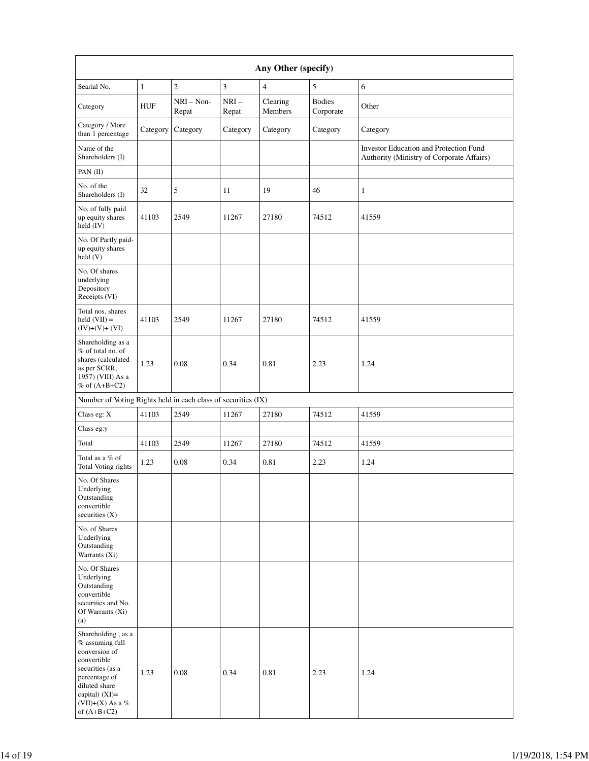| Any Other (specify) | | | | | | |
|---|---|---|---|---|---|---|
| Searial No. | 1 | 2 | 3 | 4 | 5 | 6 |
| Category | HUF | NRI – Non-Repat | NRI – Repat | Clearing Members | Bodies Corporate | Other |
| Category / More than 1 percentage | Category | Category | Category | Category | Category | Category |
| Name of the Shareholders (I) | | | | | | Investor Education and Protection Fund Authority (Ministry of Corporate Affairs) |
| PAN (II) | | | | | | |
| No. of the Shareholders (I) | 32 | 5 | 11 | 19 | 46 | 1 |
| No. of fully paid up equity shares held (IV) | 41103 | 2549 | 11267 | 27180 | 74512 | 41559 |
| No. Of Partly paid-up equity shares held (V) | | | | | | |
| No. Of shares underlying Depository Receipts (VI) | | | | | | |
| Total nos. shares held (VII) = (IV)+(V)+ (VI) | 41103 | 2549 | 11267 | 27180 | 74512 | 41559 |
| Shareholding as a % of total no. of shares (calculated as per SCRR, 1957) (VIII) As a % of (A+B+C2) | 1.23 | 0.08 | 0.34 | 0.81 | 2.23 | 1.24 |
| Number of Voting Rights held in each class of securities (IX) | | | | | | |
| Class eg: X | 41103 | 2549 | 11267 | 27180 | 74512 | 41559 |
| Class eg:y | | | | | | |
| Total | 41103 | 2549 | 11267 | 27180 | 74512 | 41559 |
| Total as a % of Total Voting rights | 1.23 | 0.08 | 0.34 | 0.81 | 2.23 | 1.24 |
| No. Of Shares Underlying Outstanding convertible securities (X) | | | | | | |
| No. of Shares Underlying Outstanding Warrants (Xi) | | | | | | |
| No. Of Shares Underlying Outstanding convertible securities and No. Of Warrants (Xi) (a) | | | | | | |
| Shareholding , as a % assuming full conversion of convertible securities (as a percentage of diluted share capital) (XI)= (VII)+(X) As a % of (A+B+C2) | 1.23 | 0.08 | 0.34 | 0.81 | 2.23 | 1.24 |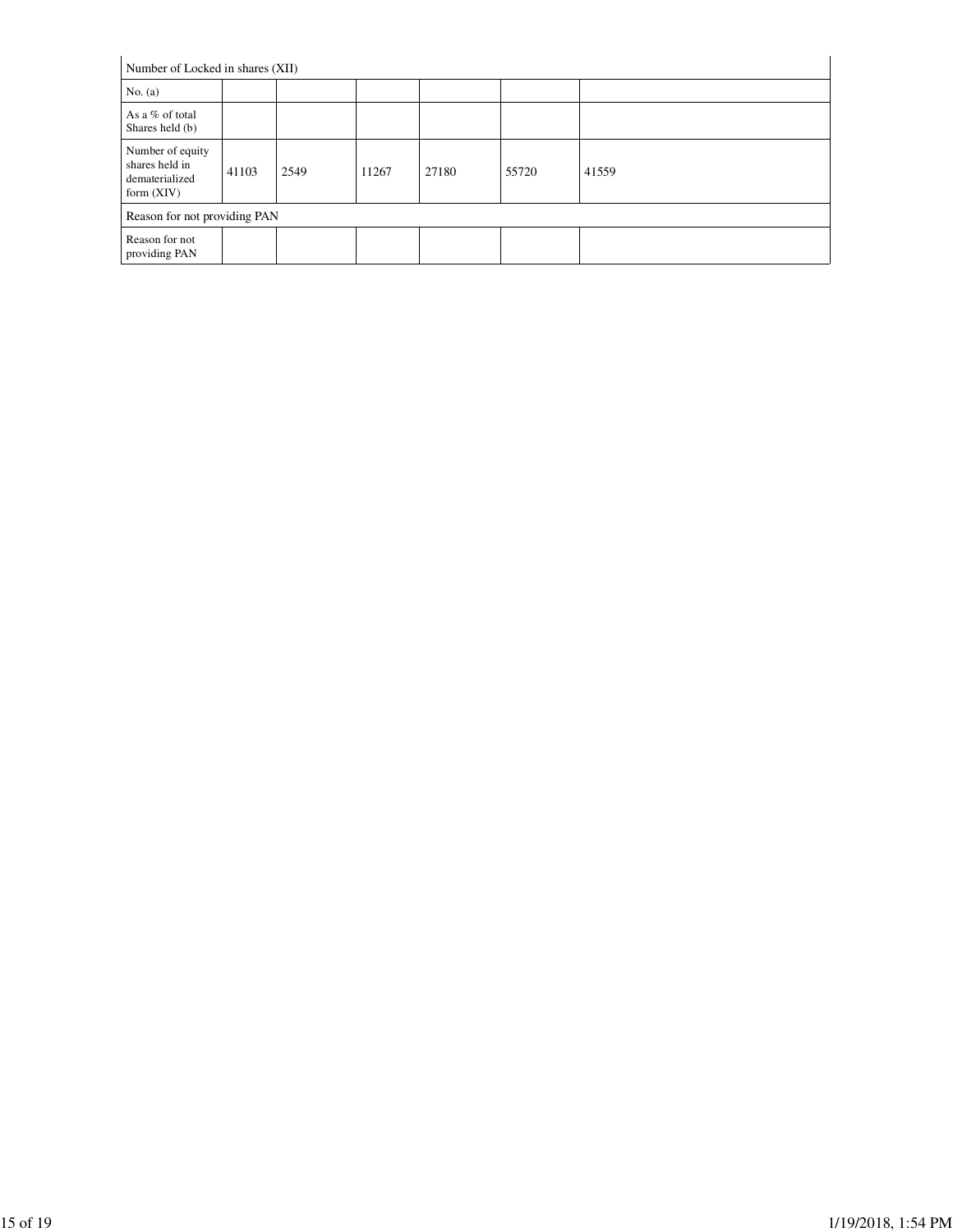| Number of Locked in shares (XII) | | | | | | |
|---|---|---|---|---|---|---|
| No. (a) | | | | | | |
| As a % of total Shares held (b) | | | | | | |
| Number of equity shares held in dematerialized form (XIV) | 41103 | 2549 | 11267 | 27180 | 55720 | 41559 |
| Reason for not providing PAN | | | | | | |
| Reason for not providing PAN | | | | | | |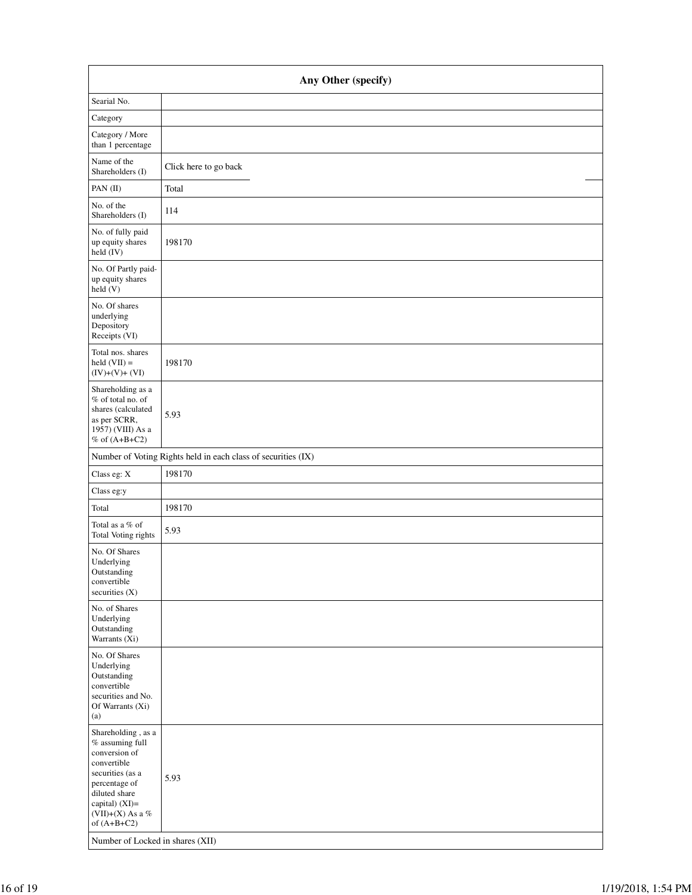| Any Other (specify) | |
|---|---|
| Searial No. | |
| Category | |
| Category / More than 1 percentage | |
| Name of the Shareholders (I) | Click here to go back |
| PAN (II) | Total |
| No. of the Shareholders (I) | 114 |
| No. of fully paid up equity shares held (IV) | 198170 |
| No. Of Partly paid-up equity shares held (V) | |
| No. Of shares underlying Depository Receipts (VI) | |
| Total nos. shares held (VII) = (IV)+(V)+ (VI) | 198170 |
| Shareholding as a % of total no. of shares (calculated as per SCRR, 1957) (VIII) As a % of (A+B+C2) | 5.93 |
| Number of Voting Rights held in each class of securities (IX) | |
| Class eg: X | 198170 |
| Class eg:y | |
| Total | 198170 |
| Total as a % of Total Voting rights | 5.93 |
| No. Of Shares Underlying Outstanding convertible securities (X) | |
| No. of Shares Underlying Outstanding Warrants (Xi) | |
| No. Of Shares Underlying Outstanding convertible securities and No. Of Warrants (Xi) (a) | |
| Shareholding , as a % assuming full conversion of convertible securities (as a percentage of diluted share capital) (XI)= (VII)+(X) As a % of (A+B+C2) | 5.93 |
| Number of Locked in shares (XII) | |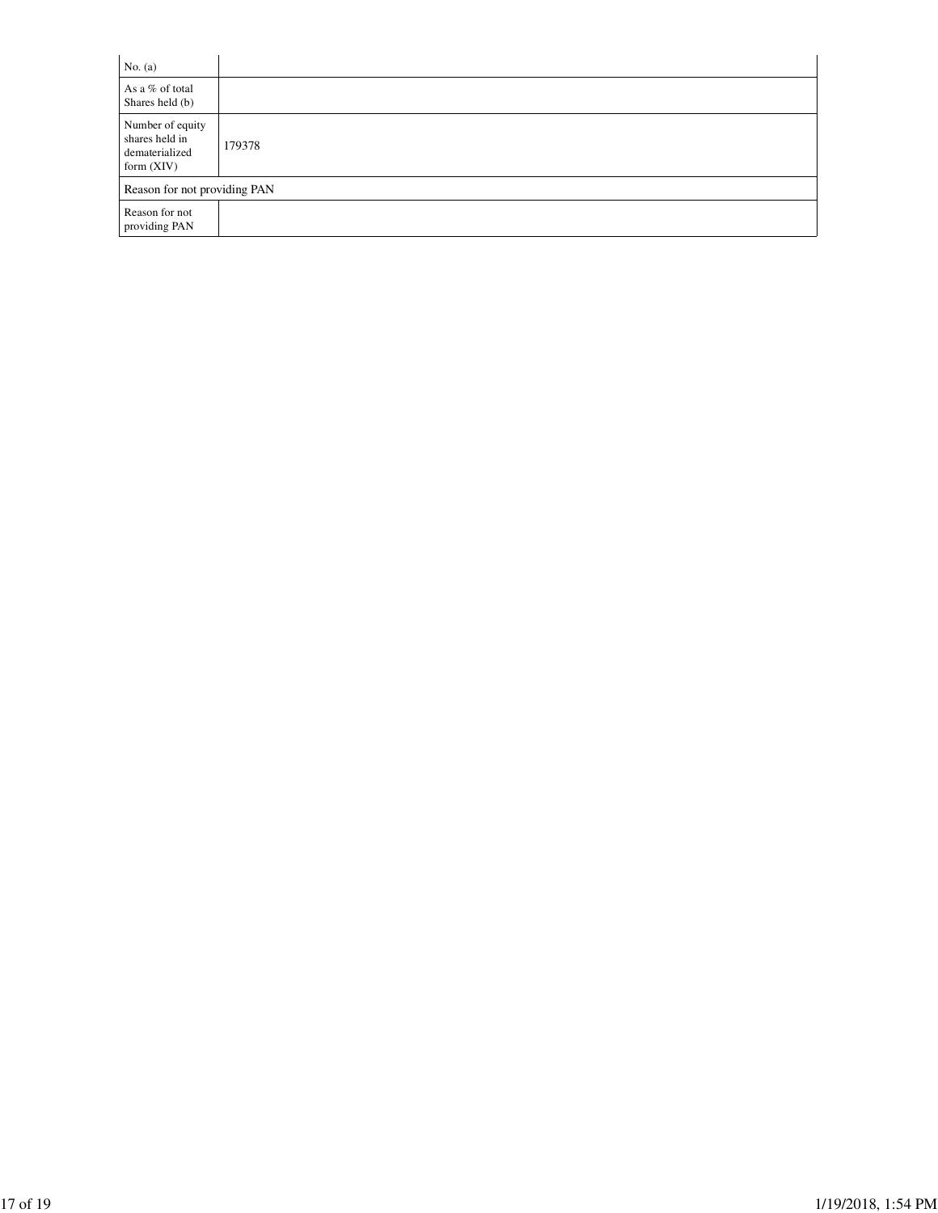| | |
|---|---|
| No. (a) | |
| As a % of total Shares held (b) | |
| Number of equity shares held in dematerialized form (XIV) | 179378 |
| Reason for not providing PAN | |
| Reason for not providing PAN | |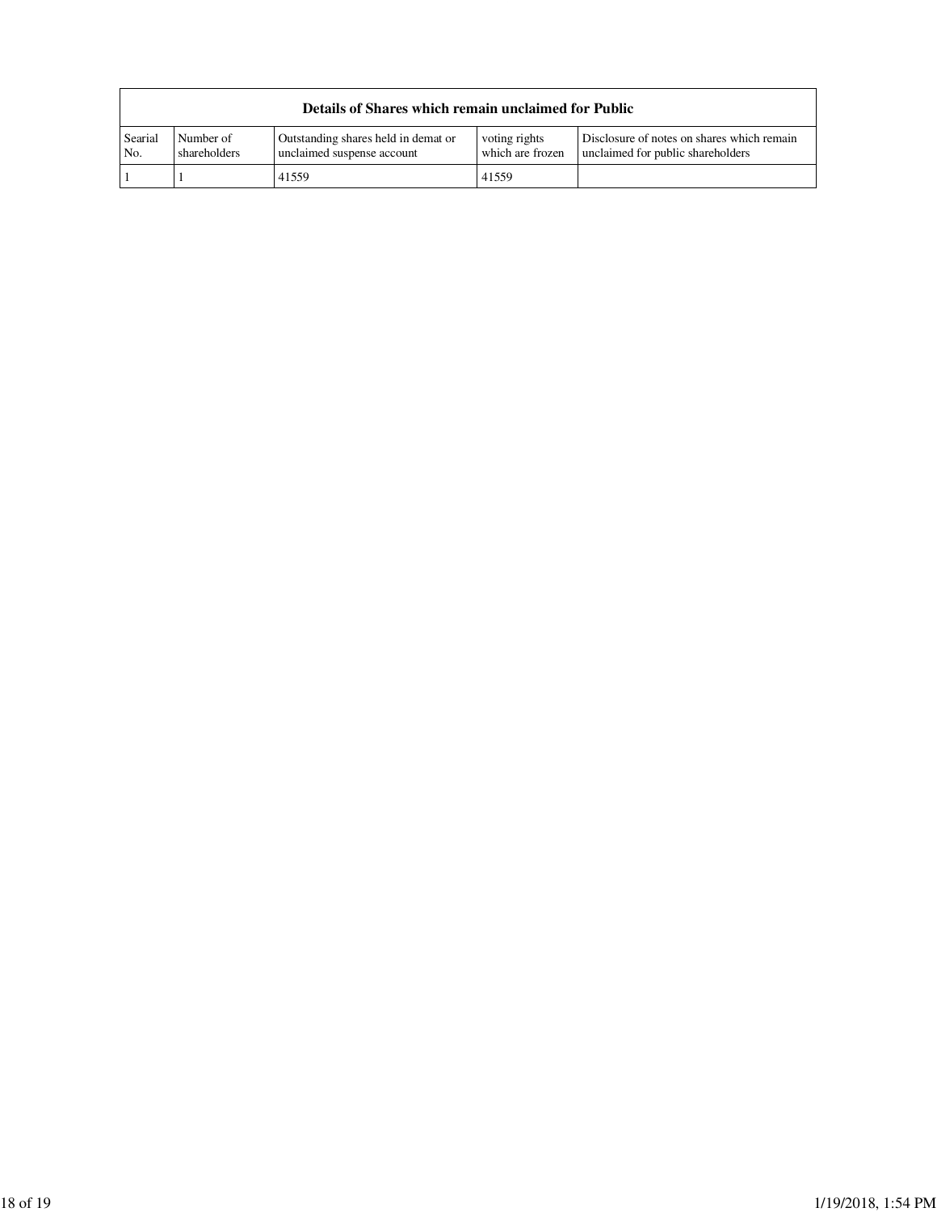| Details of Shares which remain unclaimed for Public | | | | |
|---|---|---|---|---|
| Searial No. | Number of shareholders | Outstanding shares held in demat or unclaimed suspense account | voting rights which are frozen | Disclosure of notes on shares which remain unclaimed for public shareholders |
| 1 | 1 | 41559 | 41559 | |